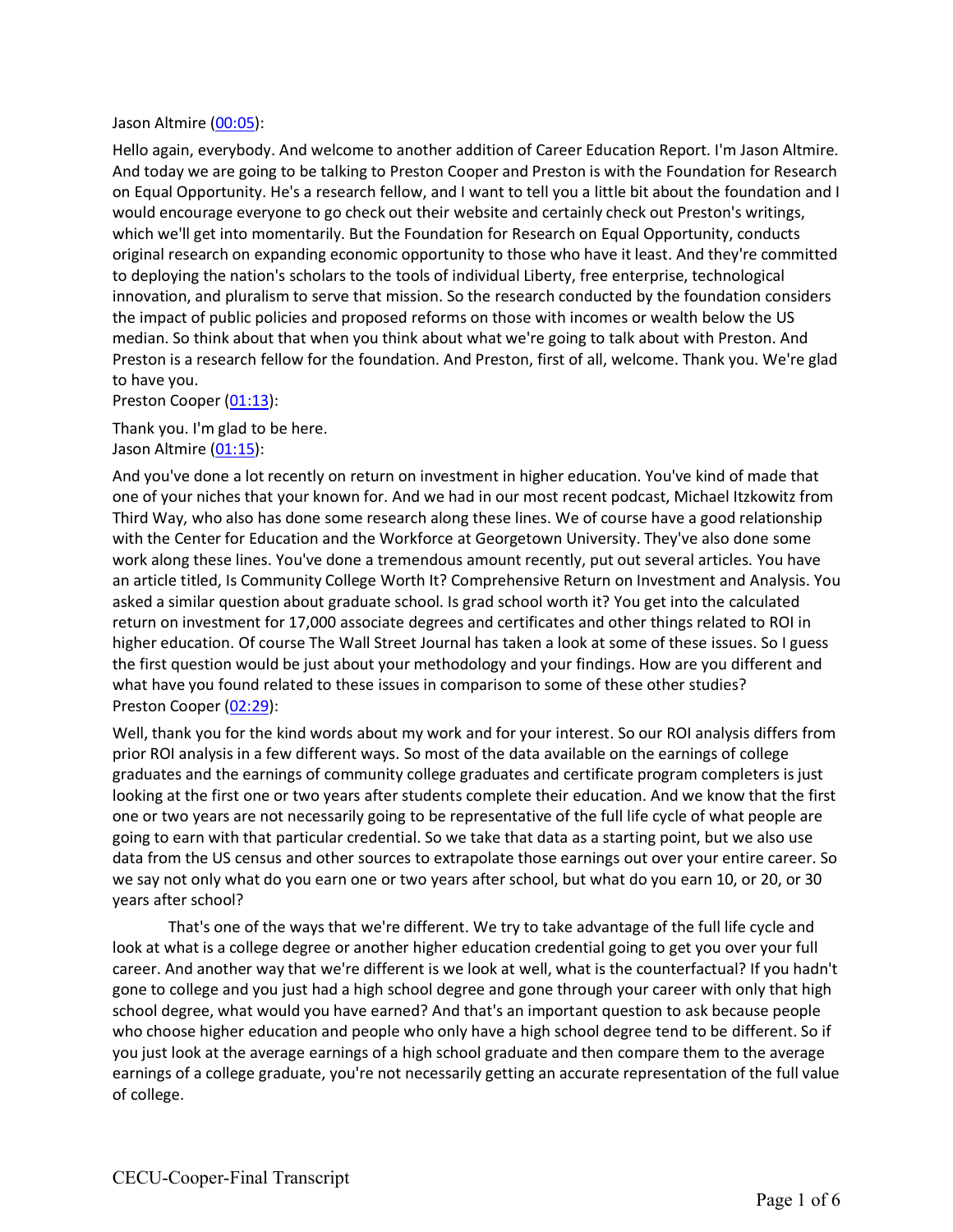Jason Altmire (00:05):

Hello again, everybody. And welcome to another addition of Career Education Report. I'm Jason Altmire. And today we are going to be talking to Preston Cooper and Preston is with the Foundation for Research on Equal Opportunity. He's a research fellow, and I want to tell you a little bit about the foundation and I would encourage everyone to go check out their website and certainly check out Preston's writings, which we'll get into momentarily. But the Foundation for Research on Equal Opportunity, conducts original research on expanding economic opportunity to those who have it least. And they're committed to deploying the nation's scholars to the tools of individual Liberty, free enterprise, technological innovation, and pluralism to serve that mission. So the research conducted by the foundation considers the impact of public policies and proposed reforms on those with incomes or wealth below the US median. So think about that when you think about what we're going to talk about with Preston. And Preston is a research fellow for the foundation. And Preston, first of all, welcome. Thank you. We're glad to have you.

Preston Cooper (01:13):

Thank you. I'm glad to be here.

Jason Altmire (01:15):

And you've done a lot recently on return on investment in higher education. You've kind of made that one of your niches that your known for. And we had in our most recent podcast, Michael Itzkowitz from Third Way, who also has done some research along these lines. We of course have a good relationship with the Center for Education and the Workforce at Georgetown University. They've also done some work along these lines. You've done a tremendous amount recently, put out several articles. You have an article titled, Is Community College Worth It? Comprehensive Return on Investment and Analysis. You asked a similar question about graduate school. Is grad school worth it? You get into the calculated return on investment for 17,000 associate degrees and certificates and other things related to ROI in higher education. Of course The Wall Street Journal has taken a look at some of these issues. So I guess the first question would be just about your methodology and your findings. How are you different and what have you found related to these issues in comparison to some of these other studies?

Preston Cooper (02:29):

Well, thank you for the kind words about my work and for your interest. So our ROI analysis differs from prior ROI analysis in a few different ways. So most of the data available on the earnings of college graduates and the earnings of community college graduates and certificate program completers is just looking at the first one or two years after students complete their education. And we know that the first one or two years are not necessarily going to be representative of the full life cycle of what people are going to earn with that particular credential. So we take that data as a starting point, but we also use data from the US census and other sources to extrapolate those earnings out over your entire career. So we say not only what do you earn one or two years after school, but what do you earn 10, or 20, or 30 years after school?

That's one of the ways that we're different. We try to take advantage of the full life cycle and look at what is a college degree or another higher education credential going to get you over your full career. And another way that we're different is we look at well, what is the counterfactual? If you hadn't gone to college and you just had a high school degree and gone through your career with only that high school degree, what would you have earned? And that's an important question to ask because people who choose higher education and people who only have a high school degree tend to be different. So if you just look at the average earnings of a high school graduate and then compare them to the average earnings of a college graduate, you're not necessarily getting an accurate representation of the full value of college.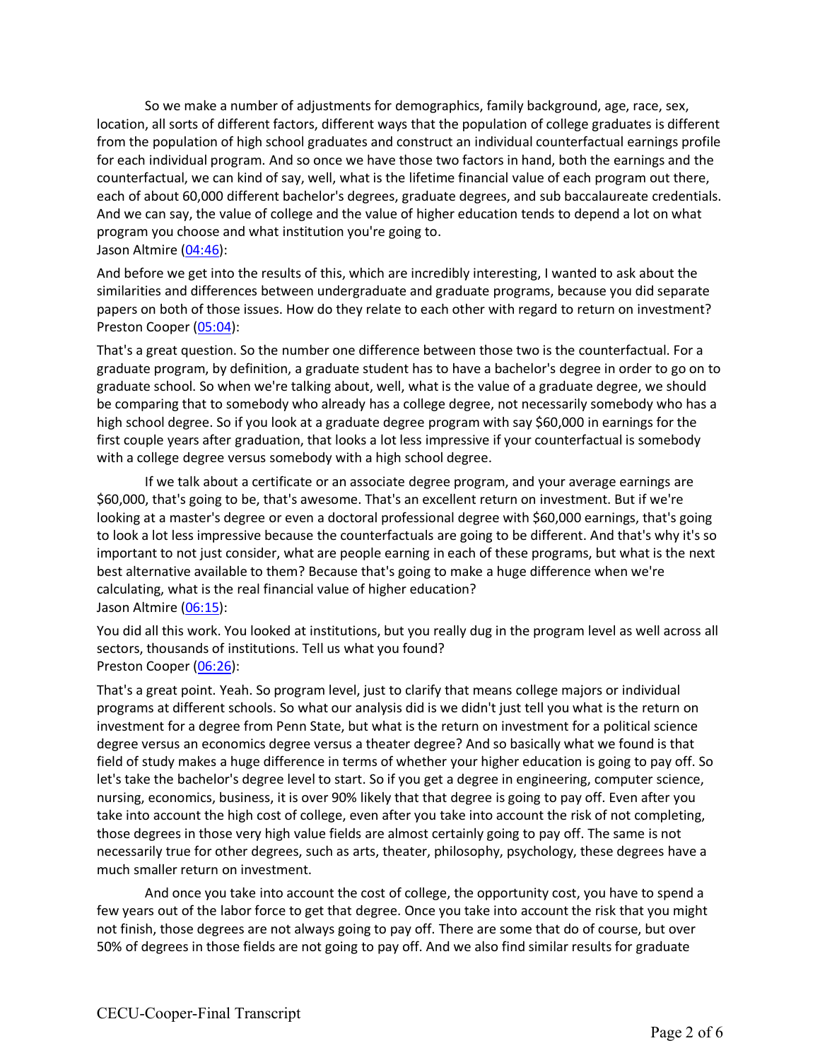So we make a number of adjustments for demographics, family background, age, race, sex, location, all sorts of different factors, different ways that the population of college graduates is different from the population of high school graduates and construct an individual counterfactual earnings profile for each individual program. And so once we have those two factors in hand, both the earnings and the counterfactual, we can kind of say, well, what is the lifetime financial value of each program out there, each of about 60,000 different bachelor's degrees, graduate degrees, and sub baccalaureate credentials. And we can say, the value of college and the value of higher education tends to depend a lot on what program you choose and what institution you're going to.

Jason Altmire (04:46):

And before we get into the results of this, which are incredibly interesting, I wanted to ask about the similarities and differences between undergraduate and graduate programs, because you did separate papers on both of those issues. How do they relate to each other with regard to return on investment?

Preston Cooper (05:04):

That's a great question. So the number one difference between those two is the counterfactual. For a graduate program, by definition, a graduate student has to have a bachelor's degree in order to go on to graduate school. So when we're talking about, well, what is the value of a graduate degree, we should be comparing that to somebody who already has a college degree, not necessarily somebody who has a high school degree. So if you look at a graduate degree program with say $60,000 in earnings for the first couple years after graduation, that looks a lot less impressive if your counterfactual is somebody with a college degree versus somebody with a high school degree.

If we talk about a certificate or an associate degree program, and your average earnings are $60,000, that's going to be, that's awesome. That's an excellent return on investment. But if we're looking at a master's degree or even a doctoral professional degree with $60,000 earnings, that's going to look a lot less impressive because the counterfactuals are going to be different. And that's why it's so important to not just consider, what are people earning in each of these programs, but what is the next best alternative available to them? Because that's going to make a huge difference when we're calculating, what is the real financial value of higher education?

Jason Altmire (06:15):

You did all this work. You looked at institutions, but you really dug in the program level as well across all sectors, thousands of institutions. Tell us what you found?

Preston Cooper (06:26):

That's a great point. Yeah. So program level, just to clarify that means college majors or individual programs at different schools. So what our analysis did is we didn't just tell you what is the return on investment for a degree from Penn State, but what is the return on investment for a political science degree versus an economics degree versus a theater degree? And so basically what we found is that field of study makes a huge difference in terms of whether your higher education is going to pay off. So let's take the bachelor's degree level to start. So if you get a degree in engineering, computer science, nursing, economics, business, it is over 90% likely that that degree is going to pay off. Even after you take into account the high cost of college, even after you take into account the risk of not completing, those degrees in those very high value fields are almost certainly going to pay off. The same is not necessarily true for other degrees, such as arts, theater, philosophy, psychology, these degrees have a much smaller return on investment.

And once you take into account the cost of college, the opportunity cost, you have to spend a few years out of the labor force to get that degree. Once you take into account the risk that you might not finish, those degrees are not always going to pay off. There are some that do of course, but over 50% of degrees in those fields are not going to pay off. And we also find similar results for graduate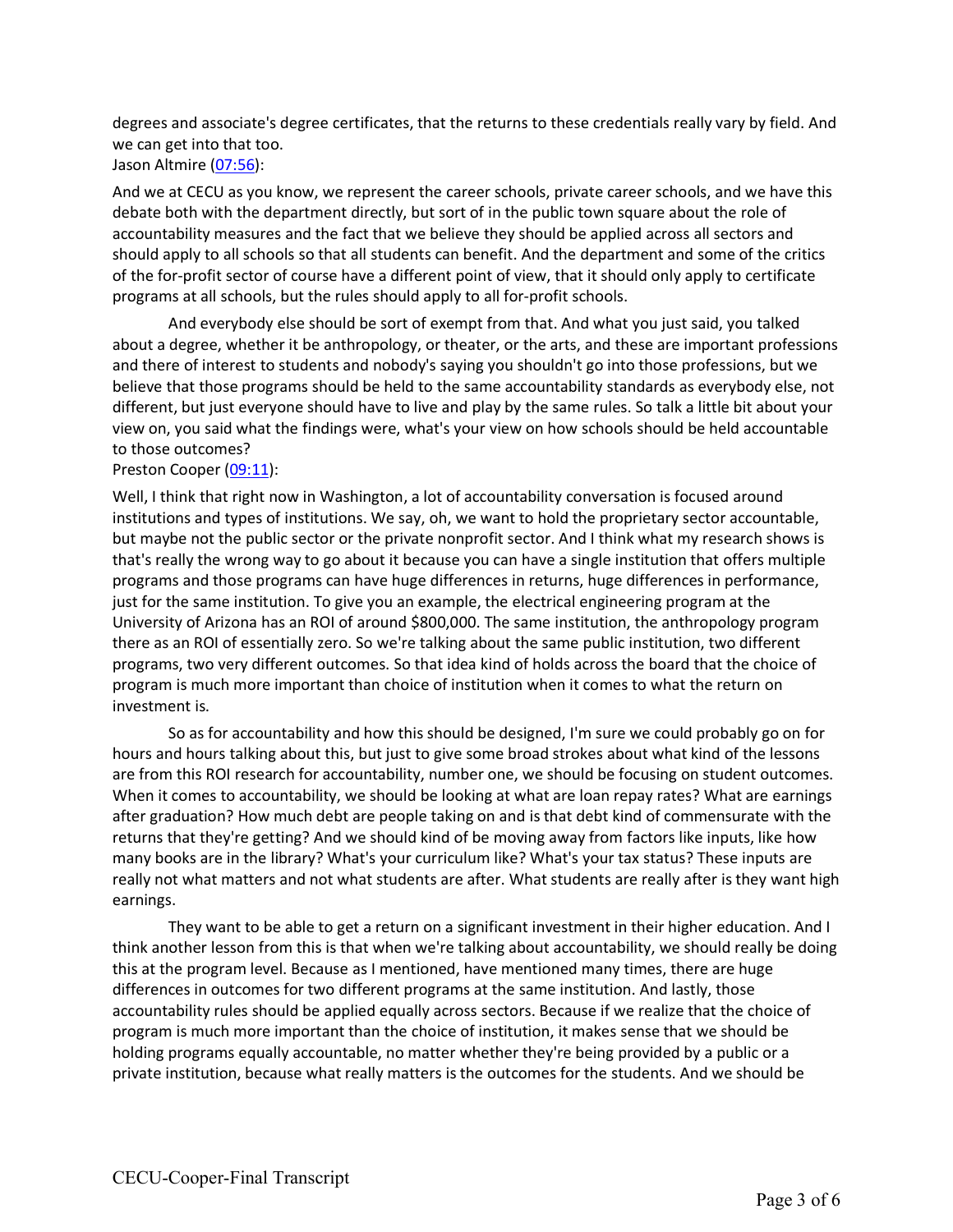degrees and associate's degree certificates, that the returns to these credentials really vary by field. And we can get into that too.

Jason Altmire ([07:56](07:56)):

And we at CECU as you know, we represent the career schools, private career schools, and we have this debate both with the department directly, but sort of in the public town square about the role of accountability measures and the fact that we believe they should be applied across all sectors and should apply to all schools so that all students can benefit. And the department and some of the critics of the for-profit sector of course have a different point of view, that it should only apply to certificate programs at all schools, but the rules should apply to all for-profit schools.

And everybody else should be sort of exempt from that. And what you just said, you talked about a degree, whether it be anthropology, or theater, or the arts, and these are important professions and there of interest to students and nobody's saying you shouldn't go into those professions, but we believe that those programs should be held to the same accountability standards as everybody else, not different, but just everyone should have to live and play by the same rules. So talk a little bit about your view on, you said what the findings were, what's your view on how schools should be held accountable to those outcomes?

Preston Cooper ([09:11](09:11)):

Well, I think that right now in Washington, a lot of accountability conversation is focused around institutions and types of institutions. We say, oh, we want to hold the proprietary sector accountable, but maybe not the public sector or the private nonprofit sector. And I think what my research shows is that's really the wrong way to go about it because you can have a single institution that offers multiple programs and those programs can have huge differences in returns, huge differences in performance, just for the same institution. To give you an example, the electrical engineering program at the University of Arizona has an ROI of around $800,000. The same institution, the anthropology program there as an ROI of essentially zero. So we're talking about the same public institution, two different programs, two very different outcomes. So that idea kind of holds across the board that the choice of program is much more important than choice of institution when it comes to what the return on investment is.

So as for accountability and how this should be designed, I'm sure we could probably go on for hours and hours talking about this, but just to give some broad strokes about what kind of the lessons are from this ROI research for accountability, number one, we should be focusing on student outcomes. When it comes to accountability, we should be looking at what are loan repay rates? What are earnings after graduation? How much debt are people taking on and is that debt kind of commensurate with the returns that they're getting? And we should kind of be moving away from factors like inputs, like how many books are in the library? What's your curriculum like? What's your tax status? These inputs are really not what matters and not what students are after. What students are really after is they want high earnings.

They want to be able to get a return on a significant investment in their higher education. And I think another lesson from this is that when we're talking about accountability, we should really be doing this at the program level. Because as I mentioned, have mentioned many times, there are huge differences in outcomes for two different programs at the same institution. And lastly, those accountability rules should be applied equally across sectors. Because if we realize that the choice of program is much more important than the choice of institution, it makes sense that we should be holding programs equally accountable, no matter whether they're being provided by a public or a private institution, because what really matters is the outcomes for the students. And we should be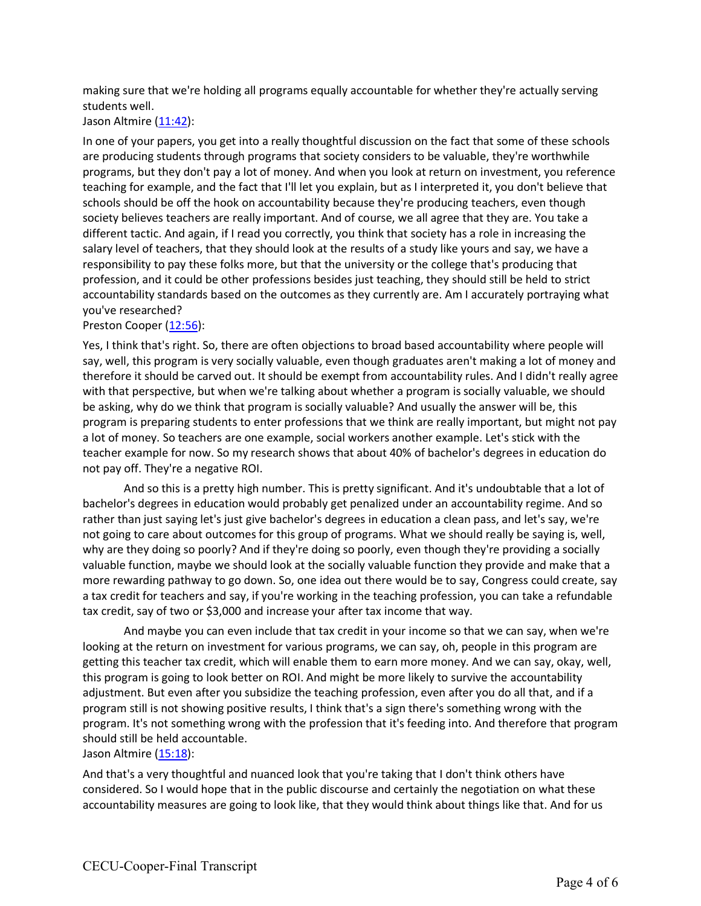making sure that we're holding all programs equally accountable for whether they're actually serving students well.

Jason Altmire ([11:42](#)):

In one of your papers, you get into a really thoughtful discussion on the fact that some of these schools are producing students through programs that society considers to be valuable, they're worthwhile programs, but they don't pay a lot of money. And when you look at return on investment, you reference teaching for example, and the fact that I'll let you explain, but as I interpreted it, you don't believe that schools should be off the hook on accountability because they're producing teachers, even though society believes teachers are really important. And of course, we all agree that they are. You take a different tactic. And again, if I read you correctly, you think that society has a role in increasing the salary level of teachers, that they should look at the results of a study like yours and say, we have a responsibility to pay these folks more, but that the university or the college that's producing that profession, and it could be other professions besides just teaching, they should still be held to strict accountability standards based on the outcomes as they currently are. Am I accurately portraying what you've researched?

Preston Cooper ([12:56](#)):

Yes, I think that's right. So, there are often objections to broad based accountability where people will say, well, this program is very socially valuable, even though graduates aren't making a lot of money and therefore it should be carved out. It should be exempt from accountability rules. And I didn't really agree with that perspective, but when we're talking about whether a program is socially valuable, we should be asking, why do we think that program is socially valuable? And usually the answer will be, this program is preparing students to enter professions that we think are really important, but might not pay a lot of money. So teachers are one example, social workers another example. Let's stick with the teacher example for now. So my research shows that about 40% of bachelor's degrees in education do not pay off. They're a negative ROI.

And so this is a pretty high number. This is pretty significant. And it's undoubtable that a lot of bachelor's degrees in education would probably get penalized under an accountability regime. And so rather than just saying let's just give bachelor's degrees in education a clean pass, and let's say, we're not going to care about outcomes for this group of programs. What we should really be saying is, well, why are they doing so poorly? And if they're doing so poorly, even though they're providing a socially valuable function, maybe we should look at the socially valuable function they provide and make that a more rewarding pathway to go down. So, one idea out there would be to say, Congress could create, say a tax credit for teachers and say, if you're working in the teaching profession, you can take a refundable tax credit, say of two or $3,000 and increase your after tax income that way.

And maybe you can even include that tax credit in your income so that we can say, when we're looking at the return on investment for various programs, we can say, oh, people in this program are getting this teacher tax credit, which will enable them to earn more money. And we can say, okay, well, this program is going to look better on ROI. And might be more likely to survive the accountability adjustment. But even after you subsidize the teaching profession, even after you do all that, and if a program still is not showing positive results, I think that's a sign there's something wrong with the program. It's not something wrong with the profession that it's feeding into. And therefore that program should still be held accountable.

Jason Altmire ([15:18](#)):

And that's a very thoughtful and nuanced look that you're taking that I don't think others have considered. So I would hope that in the public discourse and certainly the negotiation on what these accountability measures are going to look like, that they would think about things like that. And for us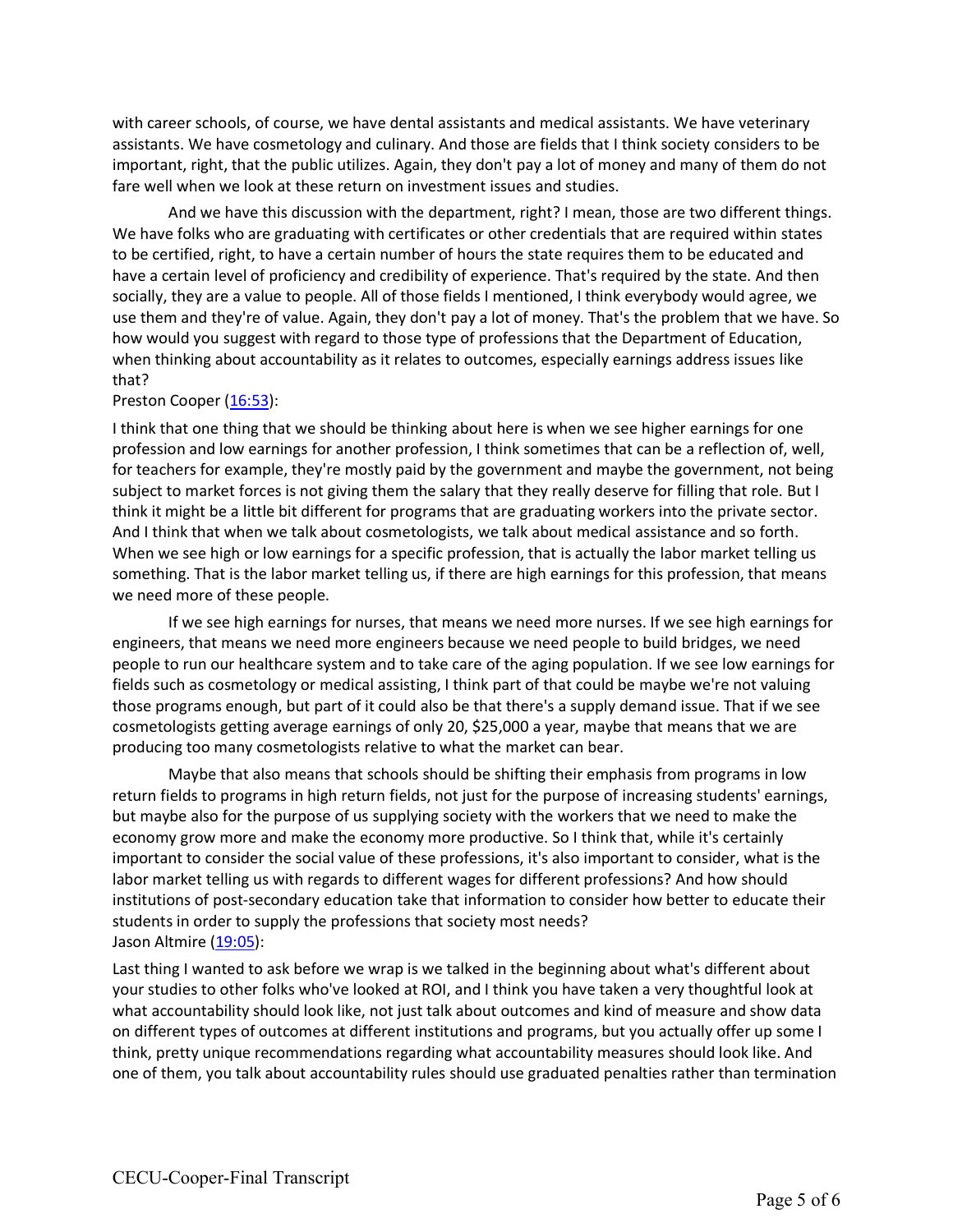with career schools, of course, we have dental assistants and medical assistants. We have veterinary assistants. We have cosmetology and culinary. And those are fields that I think society considers to be important, right, that the public utilizes. Again, they don't pay a lot of money and many of them do not fare well when we look at these return on investment issues and studies.

And we have this discussion with the department, right? I mean, those are two different things. We have folks who are graduating with certificates or other credentials that are required within states to be certified, right, to have a certain number of hours the state requires them to be educated and have a certain level of proficiency and credibility of experience. That's required by the state. And then socially, they are a value to people. All of those fields I mentioned, I think everybody would agree, we use them and they're of value. Again, they don't pay a lot of money. That's the problem that we have. So how would you suggest with regard to those type of professions that the Department of Education, when thinking about accountability as it relates to outcomes, especially earnings address issues like that?

Preston Cooper ([16:53]):

I think that one thing that we should be thinking about here is when we see higher earnings for one profession and low earnings for another profession, I think sometimes that can be a reflection of, well, for teachers for example, they're mostly paid by the government and maybe the government, not being subject to market forces is not giving them the salary that they really deserve for filling that role. But I think it might be a little bit different for programs that are graduating workers into the private sector. And I think that when we talk about cosmetologists, we talk about medical assistance and so forth. When we see high or low earnings for a specific profession, that is actually the labor market telling us something. That is the labor market telling us, if there are high earnings for this profession, that means we need more of these people.

If we see high earnings for nurses, that means we need more nurses. If we see high earnings for engineers, that means we need more engineers because we need people to build bridges, we need people to run our healthcare system and to take care of the aging population. If we see low earnings for fields such as cosmetology or medical assisting, I think part of that could be maybe we're not valuing those programs enough, but part of it could also be that there's a supply demand issue. That if we see cosmetologists getting average earnings of only 20, $25,000 a year, maybe that means that we are producing too many cosmetologists relative to what the market can bear.

Maybe that also means that schools should be shifting their emphasis from programs in low return fields to programs in high return fields, not just for the purpose of increasing students' earnings, but maybe also for the purpose of us supplying society with the workers that we need to make the economy grow more and make the economy more productive. So I think that, while it's certainly important to consider the social value of these professions, it's also important to consider, what is the labor market telling us with regards to different wages for different professions? And how should institutions of post-secondary education take that information to consider how better to educate their students in order to supply the professions that society most needs?

Jason Altmire ([19:05]):

Last thing I wanted to ask before we wrap is we talked in the beginning about what's different about your studies to other folks who've looked at ROI, and I think you have taken a very thoughtful look at what accountability should look like, not just talk about outcomes and kind of measure and show data on different types of outcomes at different institutions and programs, but you actually offer up some I think, pretty unique recommendations regarding what accountability measures should look like. And one of them, you talk about accountability rules should use graduated penalties rather than termination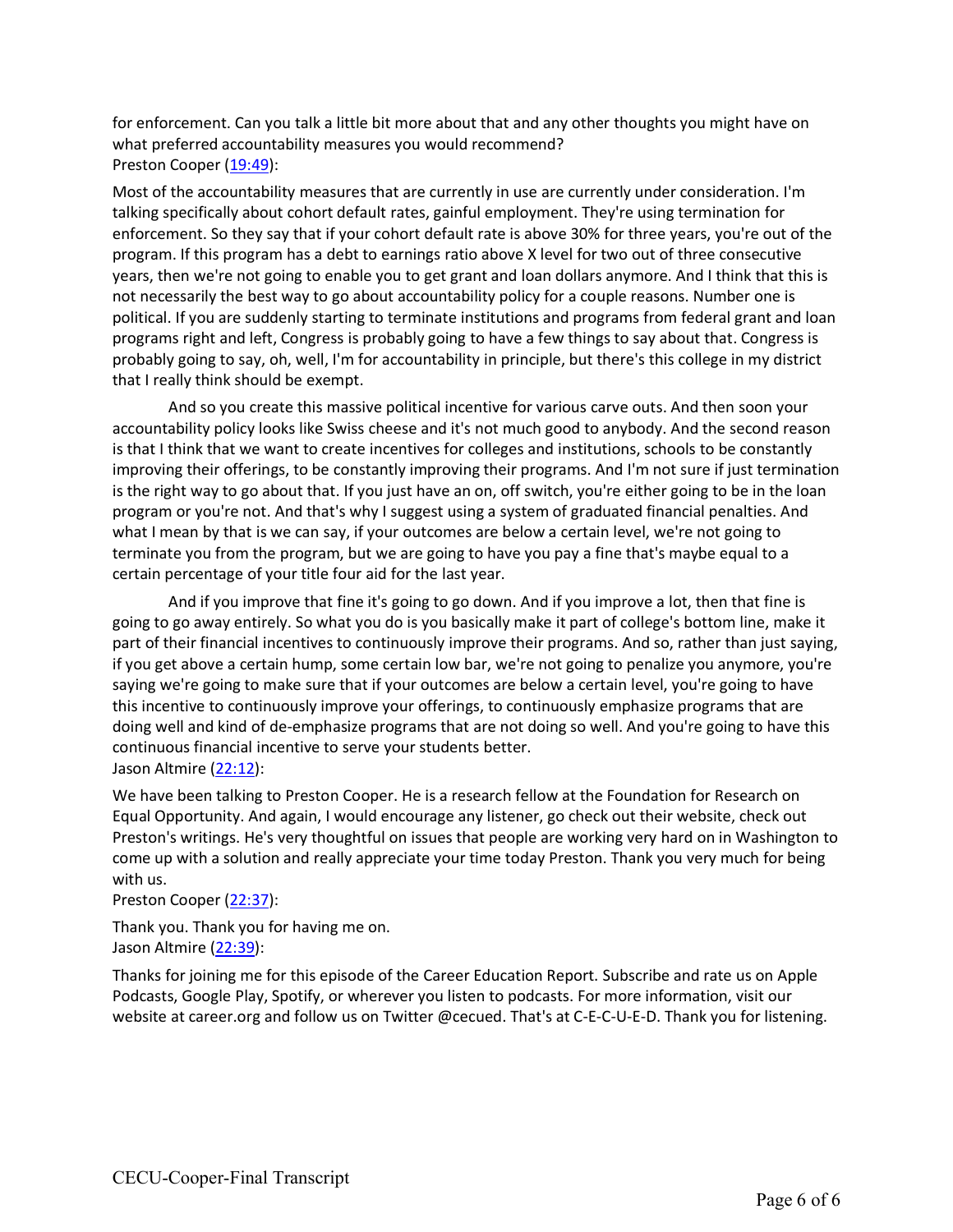for enforcement. Can you talk a little bit more about that and any other thoughts you might have on what preferred accountability measures you would recommend?

Preston Cooper ([19:49](19:49)):

Most of the accountability measures that are currently in use are currently under consideration. I'm talking specifically about cohort default rates, gainful employment. They're using termination for enforcement. So they say that if your cohort default rate is above 30% for three years, you're out of the program. If this program has a debt to earnings ratio above X level for two out of three consecutive years, then we're not going to enable you to get grant and loan dollars anymore. And I think that this is not necessarily the best way to go about accountability policy for a couple reasons. Number one is political. If you are suddenly starting to terminate institutions and programs from federal grant and loan programs right and left, Congress is probably going to have a few things to say about that. Congress is probably going to say, oh, well, I'm for accountability in principle, but there's this college in my district that I really think should be exempt.

And so you create this massive political incentive for various carve outs. And then soon your accountability policy looks like Swiss cheese and it's not much good to anybody. And the second reason is that I think that we want to create incentives for colleges and institutions, schools to be constantly improving their offerings, to be constantly improving their programs. And I'm not sure if just termination is the right way to go about that. If you just have an on, off switch, you're either going to be in the loan program or you're not. And that's why I suggest using a system of graduated financial penalties. And what I mean by that is we can say, if your outcomes are below a certain level, we're not going to terminate you from the program, but we are going to have you pay a fine that's maybe equal to a certain percentage of your title four aid for the last year.

And if you improve that fine it's going to go down. And if you improve a lot, then that fine is going to go away entirely. So what you do is you basically make it part of college's bottom line, make it part of their financial incentives to continuously improve their programs. And so, rather than just saying, if you get above a certain hump, some certain low bar, we're not going to penalize you anymore, you're saying we're going to make sure that if your outcomes are below a certain level, you're going to have this incentive to continuously improve your offerings, to continuously emphasize programs that are doing well and kind of de-emphasize programs that are not doing so well. And you're going to have this continuous financial incentive to serve your students better.

Jason Altmire ([22:12](22:12)):

We have been talking to Preston Cooper. He is a research fellow at the Foundation for Research on Equal Opportunity. And again, I would encourage any listener, go check out their website, check out Preston's writings. He's very thoughtful on issues that people are working very hard on in Washington to come up with a solution and really appreciate your time today Preston. Thank you very much for being with us.

Preston Cooper ([22:37](22:37)):

Thank you. Thank you for having me on.

Jason Altmire ([22:39](22:39)):

Thanks for joining me for this episode of the Career Education Report. Subscribe and rate us on Apple Podcasts, Google Play, Spotify, or wherever you listen to podcasts. For more information, visit our website at career.org and follow us on Twitter @cecued. That's at C-E-C-U-E-D. Thank you for listening.